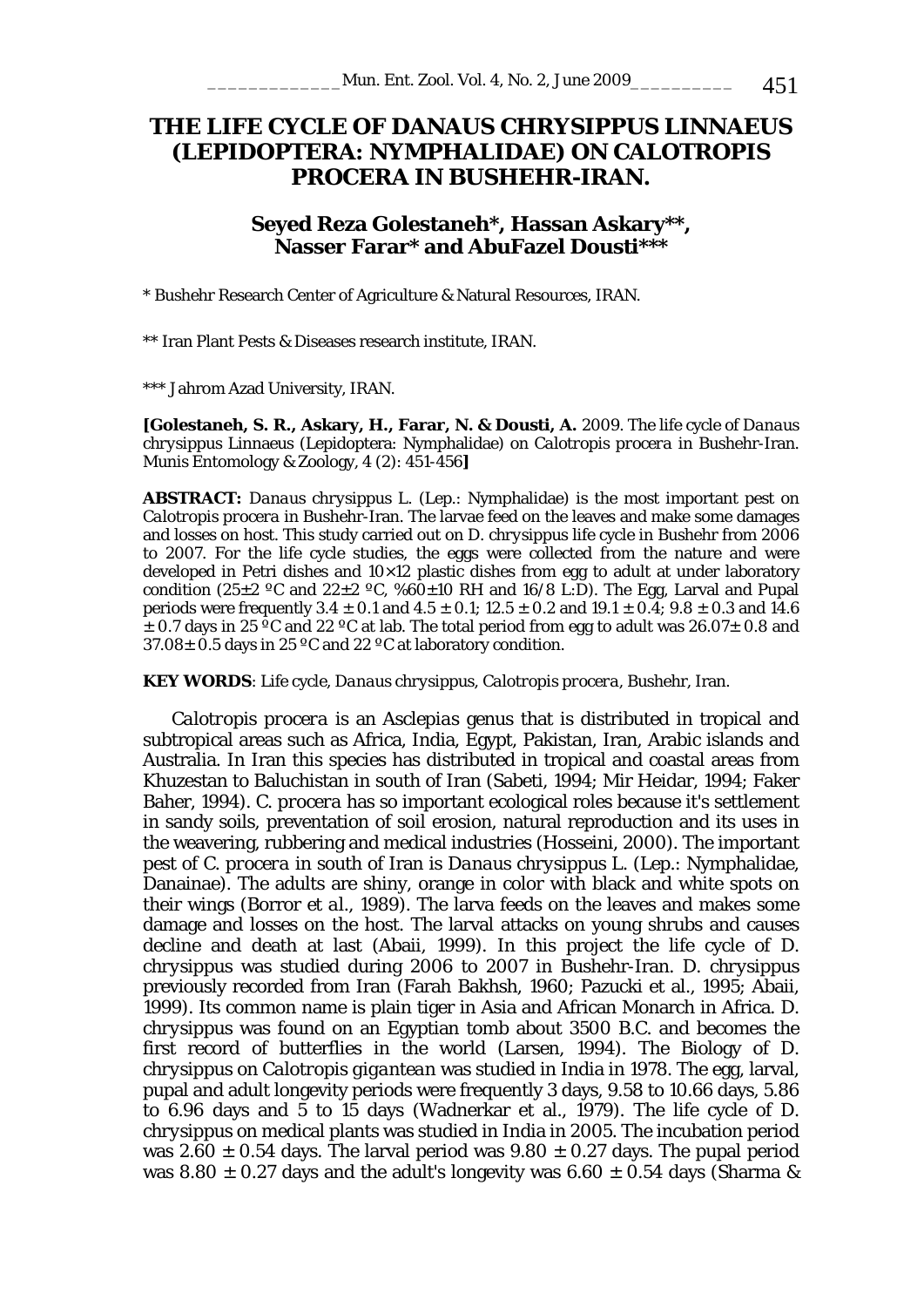# THE LIFE CYCLE OF DANAUS CHRYSIPPUS LINNAEUS (LEPIDOPTERA: NYMPHALIDAE) ON CALOTROPIS PROCERA IN BUSHEHR-IRAN.

**Seyed Reza Golestaneh\*, Hassan Askary\*\*, Nasser Farar\* and AbuFazel Dousti\*\*\***

\* Bushehr Research Center of Agriculture & Natural Resources, IRAN.

\*\* Iran Plant Pests & Diseases research institute, IRAN.

\*\*\* Jahrom Azad University, IRAN.

**[Golestaneh, S. R., Askary, H., Farar, N. & Dousti, A.** 2009. The life cycle of *Danaus chrysippus* Linnaeus (Lepidoptera: Nymphalidae) on *Calotropis procera* in Bushehr-Iran. Munis Entomology & Zoology, 4 (2): 451-456**]**

**ABSTRACT:** *Danaus chrysippus* L. (Lep.: Nymphalidae) is the most important pest on *Calotropis procera* in Bushehr-Iran. The larvae feed on the leaves and make some damages and losses on host. This study carried out on *D. chrysippus* life cycle in Bushehr from 2006 to 2007. For the life cycle studies, the eggs were collected from the nature and were developed in Petri dishes and 10×12 plastic dishes from egg to adult at under laboratory condition (25±2 ºC and 22±2 ºC, %60±10 RH and 16/8 L:D). The Egg, Larval and Pupal periods were frequently 3.4 ± 0.1 and 4.5 ± 0.1; 12.5 ± 0.2 and 19.1 ± 0.4; 9.8 ± 0.3 and 14.6 ± 0.7 days in 25 ºC and 22 ºC at lab. The total period from egg to adult was 26.07± 0.8 and 37.08± 0.5 days in 25 ºC and 22 ºC at laboratory condition.

**KEY WORDS**: Life cycle, *Danaus chrysippus*, *Calotropis procera*, Bushehr, Iran.

*Calotropis procera* is an *Asclepias* genus that is distributed in tropical and subtropical areas such as Africa, India, Egypt, Pakistan, Iran, Arabic islands and Australia. In Iran this species has distributed in tropical and coastal areas from Khuzestan to Baluchistan in south of Iran (Sabeti, 1994; Mir Heidar, 1994; Faker Baher, 1994). *C. procera* has so important ecological roles because it's settlement in sandy soils, preventation of soil erosion, natural reproduction and its uses in the weavering, rubbering and medical industries (Hosseini, 2000). The important pest of *C. procera* in south of Iran is *Danaus chrysippus* L. (Lep.: Nymphalidae, Danainae). The adults are shiny, orange in color with black and white spots on their wings (Borror *et al.*, 1989). The larva feeds on the leaves and makes some damage and losses on the host. The larval attacks on young shrubs and causes decline and death at last (Abaii, 1999). In this project the life cycle of *D. chrysippus* was studied during 2006 to 2007 in Bushehr-Iran. *D. chrysippus* previously recorded from Iran (Farah Bakhsh, 1960; Pazucki et al., 1995; Abaii, 1999). Its common name is plain tiger in Asia and African Monarch in Africa. *D. chrysippus* was found on an Egyptian tomb about 3500 B.C. and becomes the first record of butterflies in the world (Larsen, 1994). The Biology of *D. chrysippus* on *Calotropis gigantean* was studied in India in 1978. The egg, larval, pupal and adult longevity periods were frequently 3 days, 9.58 to 10.66 days, 5.86 to 6.96 days and 5 to 15 days (Wadnerkar et al., 1979). The life cycle of *D. chrysippus* on medical plants was studied in India in 2005. The incubation period was 2.60 ± 0.54 days. The larval period was 9.80 ± 0.27 days. The pupal period was 8.80 ± 0.27 days and the adult's longevity was 6.60 ± 0.54 days (Sharma &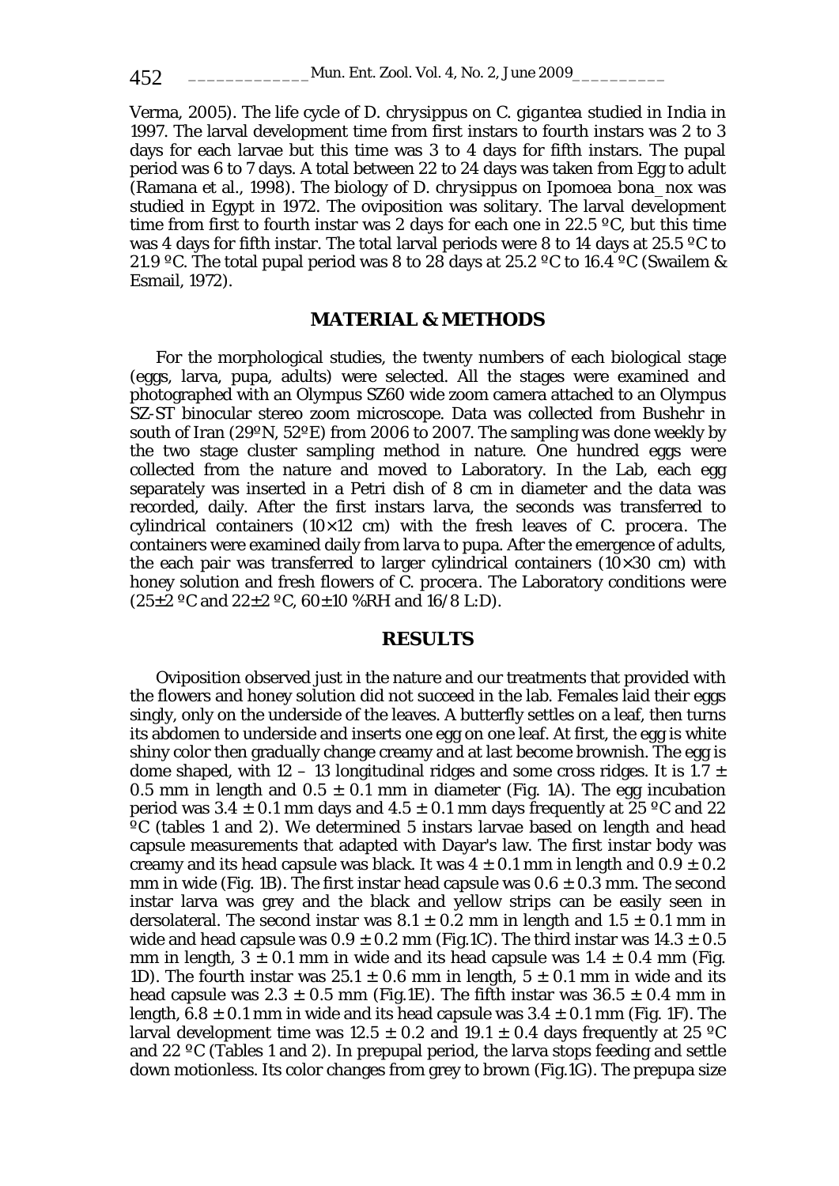Verma, 2005). The life cycle of *D. chrysippus* on *C. gigantea* studied in India in 1997. The larval development time from first instars to fourth instars was 2 to 3 days for each larvae but this time was 3 to 4 days for fifth instars. The pupal period was 6 to 7 days. A total between 22 to 24 days was taken from Egg to adult (Ramana et al., 1998). The biology of *D. chrysippus* on *Ipomoea bona_nox* was studied in Egypt in 1972. The oviposition was solitary. The larval development time from first to fourth instar was 2 days for each one in 22.5 ºC, but this time was 4 days for fifth instar. The total larval periods were 8 to 14 days at 25.5 ºC to 21.9 ºC. The total pupal period was 8 to 28 days at 25.2 ºC to 16.4 ºC (Swailem & Esmail, 1972).

## MATERIAL & METHODS

For the morphological studies, the twenty numbers of each biological stage (eggs, larva, pupa, adults) were selected. All the stages were examined and photographed with an Olympus SZ60 wide zoom camera attached to an Olympus SZ-ST binocular stereo zoom microscope. Data was collected from Bushehr in south of Iran (29ºN, 52ºE) from 2006 to 2007. The sampling was done weekly by the two stage cluster sampling method in nature. One hundred eggs were collected from the nature and moved to Laboratory. In the Lab, each egg separately was inserted in a Petri dish of 8 cm in diameter and the data was recorded, daily. After the first instars larva, the seconds was transferred to cylindrical containers (10×12 cm) with the fresh leaves of *C. procera*. The containers were examined daily from larva to pupa. After the emergence of adults, the each pair was transferred to larger cylindrical containers (10×30 cm) with honey solution and fresh flowers of *C. procera*. The Laboratory conditions were (25±2 ºC and 22±2 ºC, 60±10 %RH and 16/8 L:D).

## RESULTS

Oviposition observed just in the nature and our treatments that provided with the flowers and honey solution did not succeed in the lab. Females laid their eggs singly, only on the underside of the leaves. A butterfly settles on a leaf, then turns its abdomen to underside and inserts one egg on one leaf. At first, the egg is white shiny color then gradually change creamy and at last become brownish. The egg is dome shaped, with 12 – 13 longitudinal ridges and some cross ridges. It is 1.7 ± 0.5 mm in length and 0.5 ± 0.1 mm in diameter (Fig. 1A). The egg incubation period was 3.4 ± 0.1 mm days and 4.5 ± 0.1 mm days frequently at 25 ºC and 22 ºC (tables 1 and 2). We determined 5 instars larvae based on length and head capsule measurements that adapted with Dayar's law. The first instar body was creamy and its head capsule was black. It was 4 ± 0.1 mm in length and 0.9 ± 0.2 mm in wide (Fig. 1B). The first instar head capsule was 0.6 ± 0.3 mm. The second instar larva was grey and the black and yellow strips can be easily seen in dersolateral. The second instar was 8.1 ± 0.2 mm in length and 1.5 ± 0.1 mm in wide and head capsule was 0.9 ± 0.2 mm (Fig.1C). The third instar was 14.3 ± 0.5 mm in length, 3 ± 0.1 mm in wide and its head capsule was 1.4 ± 0.4 mm (Fig. 1D). The fourth instar was 25.1 ± 0.6 mm in length, 5 ± 0.1 mm in wide and its head capsule was 2.3 ± 0.5 mm (Fig.1E). The fifth instar was 36.5 ± 0.4 mm in length, 6.8 ± 0.1 mm in wide and its head capsule was 3.4 ± 0.1 mm (Fig. 1F). The larval development time was 12.5 ± 0.2 and 19.1 ± 0.4 days frequently at 25 ºC and 22 ºC (Tables 1 and 2). In prepupal period, the larva stops feeding and settle down motionless. Its color changes from grey to brown (Fig.1G). The prepupa size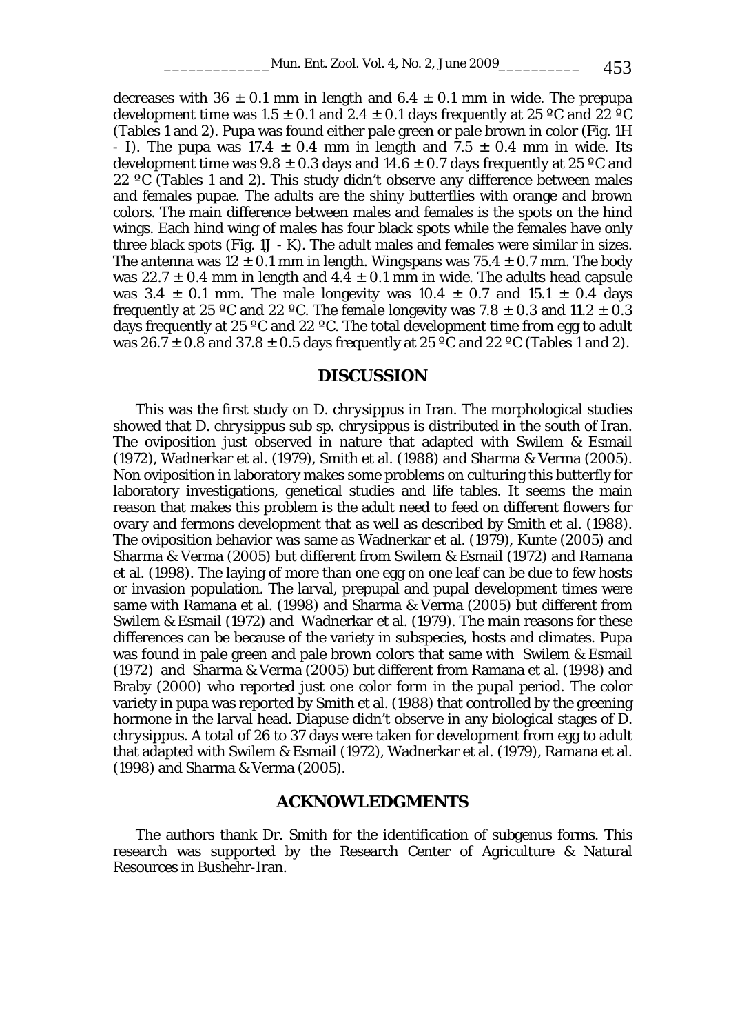decreases with 36 ± 0.1 mm in length and 6.4 ± 0.1 mm in wide. The prepupa development time was 1.5 ± 0.1 and 2.4 ± 0.1 days frequently at 25 ºC and 22 ºC (Tables 1 and 2). Pupa was found either pale green or pale brown in color (Fig. 1H - I). The pupa was 17.4 ± 0.4 mm in length and 7.5 ± 0.4 mm in wide. Its development time was 9.8 ± 0.3 days and 14.6 ± 0.7 days frequently at 25 ºC and 22 ºC (Tables 1 and 2). This study didn't observe any difference between males and females pupae. The adults are the shiny butterflies with orange and brown colors. The main difference between males and females is the spots on the hind wings. Each hind wing of males has four black spots while the females have only three black spots (Fig. 1J - K). The adult males and females were similar in sizes. The antenna was 12 ± 0.1 mm in length. Wingspans was 75.4 ± 0.7 mm. The body was 22.7 ± 0.4 mm in length and 4.4 ± 0.1 mm in wide. The adults head capsule was 3.4 ± 0.1 mm. The male longevity was 10.4 ± 0.7 and 15.1 ± 0.4 days frequently at 25 ºC and 22 ºC. The female longevity was 7.8 ± 0.3 and 11.2 ± 0.3 days frequently at 25 ºC and 22 ºC. The total development time from egg to adult was 26.7 ± 0.8 and 37.8 ± 0.5 days frequently at 25 ºC and 22 ºC (Tables 1 and 2).

## DISCUSSION

This was the first study on *D. chrysippus* in Iran. The morphological studies showed that *D. chrysippus* sub sp. *chrysippus* is distributed in the south of Iran. The oviposition just observed in nature that adapted with Swilem & Esmail (1972), Wadnerkar et al. (1979), Smith et al. (1988) and Sharma & Verma (2005). Non oviposition in laboratory makes some problems on culturing this butterfly for laboratory investigations, genetical studies and life tables. It seems the main reason that makes this problem is the adult need to feed on different flowers for ovary and fermons development that as well as described by Smith et al. (1988). The oviposition behavior was same as Wadnerkar et al. (1979), Kunte (2005) and Sharma & Verma (2005) but different from Swilem & Esmail (1972) and Ramana et al. (1998). The laying of more than one egg on one leaf can be due to few hosts or invasion population. The larval, prepupal and pupal development times were same with Ramana et al. (1998) and Sharma & Verma (2005) but different from Swilem & Esmail (1972) and Wadnerkar et al. (1979). The main reasons for these differences can be because of the variety in subspecies, hosts and climates. Pupa was found in pale green and pale brown colors that same with Swilem & Esmail (1972) and Sharma & Verma (2005) but different from Ramana et al. (1998) and Braby (2000) who reported just one color form in the pupal period. The color variety in pupa was reported by Smith et al. (1988) that controlled by the greening hormone in the larval head. Diapuse didn't observe in any biological stages of *D. chrysippus*. A total of 26 to 37 days were taken for development from egg to adult that adapted with Swilem & Esmail (1972), Wadnerkar et al. (1979), Ramana et al. (1998) and Sharma & Verma (2005).

## ACKNOWLEDGMENTS

The authors thank Dr. Smith for the identification of subgenus forms. This research was supported by the Research Center of Agriculture & Natural Resources in Bushehr-Iran.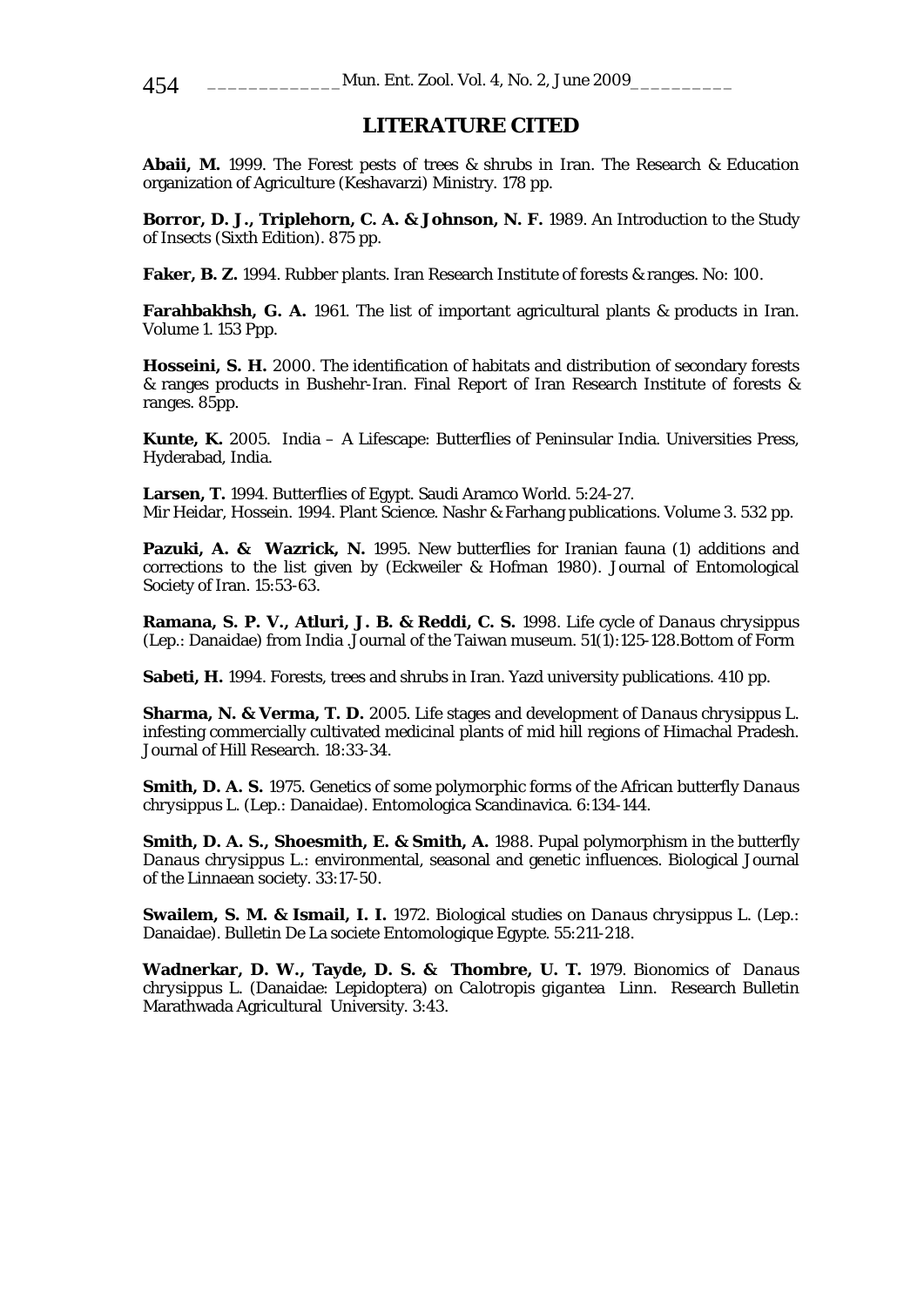## LITERATURE CITED

**Abaii, M.** 1999. The Forest pests of trees & shrubs in Iran. The Research & Education organization of Agriculture (Keshavarzi) Ministry. 178 pp.

**Borror, D. J., Triplehorn, C. A. & Johnson, N. F.** 1989. An Introduction to the Study of Insects (Sixth Edition). 875 pp.

**Faker, B. Z.** 1994. Rubber plants. Iran Research Institute of forests & ranges. No: 100.

**Farahbakhsh, G. A.** 1961. The list of important agricultural plants & products in Iran. Volume 1. 153 Ppp.

**Hosseini, S. H.** 2000. The identification of habitats and distribution of secondary forests & ranges products in Bushehr-Iran. Final Report of Iran Research Institute of forests & ranges. 85pp.

**Kunte, K.** 2005. India – A Lifescape: Butterflies of Peninsular India. Universities Press, Hyderabad, India.

**Larsen, T.** 1994. Butterflies of Egypt. Saudi Aramco World. 5:24-27.
Mir Heidar, Hossein. 1994. Plant Science. Nashr & Farhang publications. Volume 3. 532 pp.

**Pazuki, A. & Wazrick, N.** 1995. New butterflies for Iranian fauna (1) additions and corrections to the list given by (Eckweiler & Hofman 1980). Journal of Entomological Society of Iran. 15:53-63.

**Ramana, S. P. V., Atluri, J. B. & Reddi, C. S.** 1998. Life cycle of *Danaus chrysippus* (Lep.: Danaidae) from India .Journal of the Taiwan museum. 51(1):125-128.Bottom of Form

**Sabeti, H.** 1994. Forests, trees and shrubs in Iran. Yazd university publications. 410 pp.

**Sharma, N. & Verma, T. D.** 2005. Life stages and development of *Danaus chrysippus* L. infesting commercially cultivated medicinal plants of mid hill regions of Himachal Pradesh. Journal of Hill Research. 18:33-34.

**Smith, D. A. S.** 1975. Genetics of some polymorphic forms of the African butterfly *Danaus chrysippus* L. (Lep.: Danaidae). Entomologica Scandinavica. 6:134-144.

**Smith, D. A. S., Shoesmith, E. & Smith, A.** 1988. Pupal polymorphism in the butterfly *Danaus chrysippus* L.: environmental, seasonal and genetic influences. Biological Journal of the Linnaean society. 33:17-50.

**Swailem, S. M. & Ismail, I. I.** 1972. Biological studies on *Danaus chrysippus* L. (Lep.: Danaidae). Bulletin De La societe Entomologique Egypte. 55:211-218.

**Wadnerkar, D. W., Tayde, D. S. & Thombre, U. T.** 1979. Bionomics of *Danaus chrysippus* L. (Danaidae: Lepidoptera) on *Calotropis gigantea* Linn. Research Bulletin Marathwada Agricultural University. 3:43.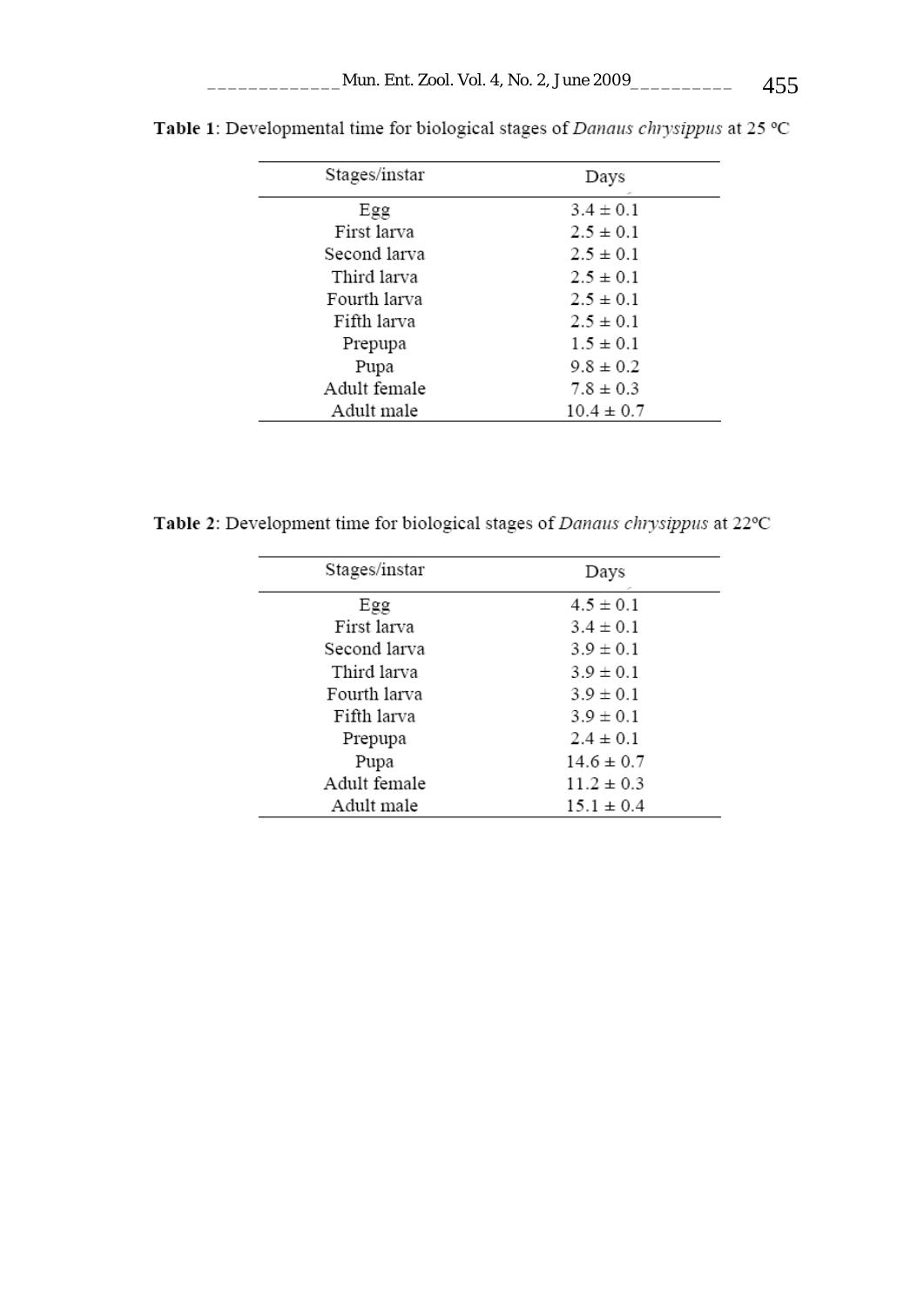**Table 1**: Developmental time for biological stages of *Danaus chrysippus* at 25 °C

| Stages/instar | Days |
|---|---|
| Egg | 3.4 ± 0.1 |
| First larva | 2.5 ± 0.1 |
| Second larva | 2.5 ± 0.1 |
| Third larva | 2.5 ± 0.1 |
| Fourth larva | 2.5 ± 0.1 |
| Fifth larva | 2.5 ± 0.1 |
| Prepupa | 1.5 ± 0.1 |
| Pupa | 9.8 ± 0.2 |
| Adult female | 7.8 ± 0.3 |
| Adult male | 10.4 ± 0.7 |

**Table 2**: Development time for biological stages of *Danaus chrysippus* at 22ºC

| Stages/instar | Days |
|---|---|
| Egg | 4.5 ± 0.1 |
| First larva | 3.4 ± 0.1 |
| Second larva | 3.9 ± 0.1 |
| Third larva | 3.9 ± 0.1 |
| Fourth larva | 3.9 ± 0.1 |
| Fifth larva | 3.9 ± 0.1 |
| Prepupa | 2.4 ± 0.1 |
| Pupa | 14.6 ± 0.7 |
| Adult female | 11.2 ± 0.3 |
| Adult male | 15.1 ± 0.4 |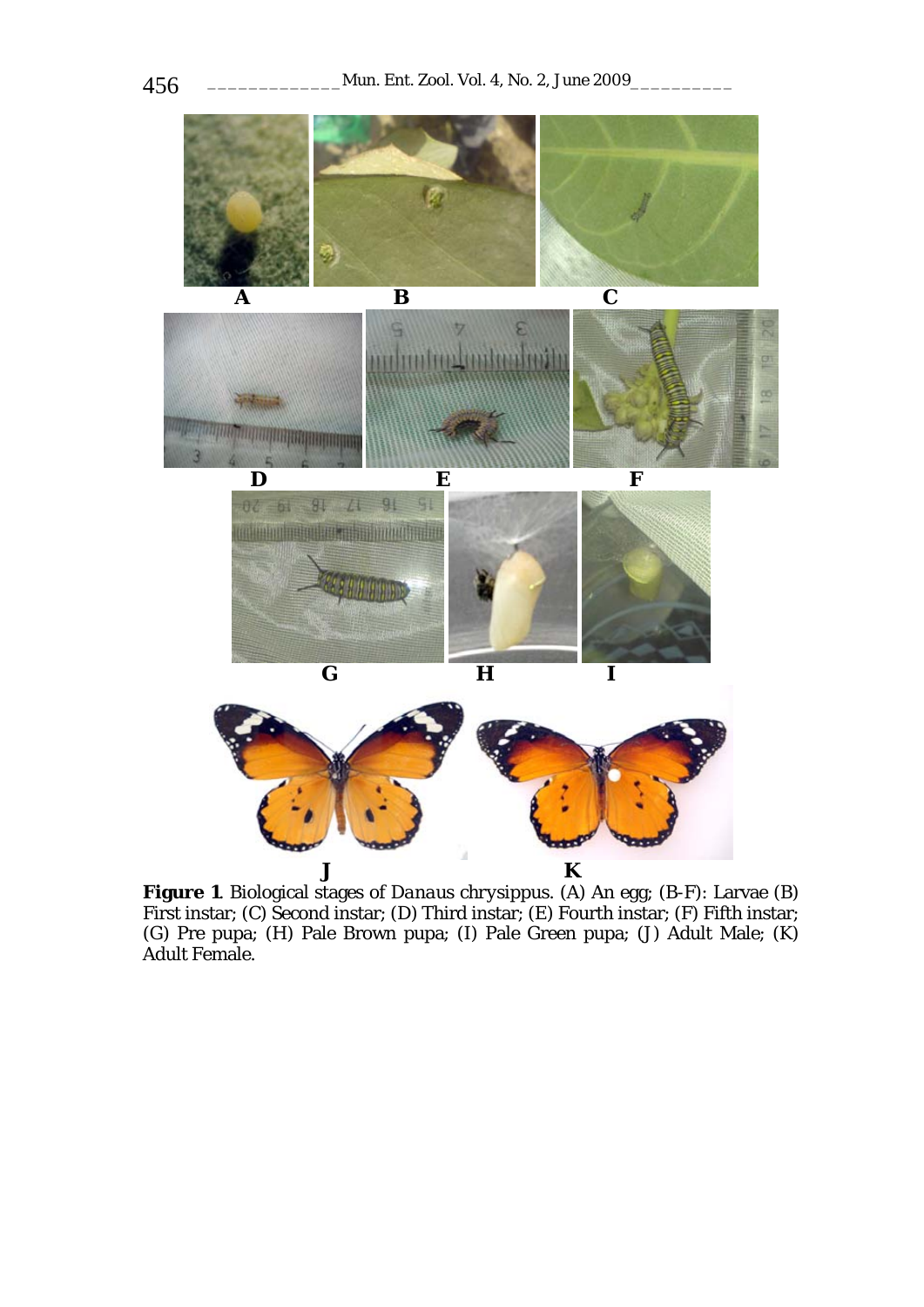**Figure 1.** Biological stages of *Danaus chrysippus*. (A) An egg; (B-F): Larvae (B) First instar; (C) Second instar; (D) Third instar; (E) Fourth instar; (F) Fifth instar; (G) Pre pupa; (H) Pale Brown pupa; (I) Pale Green pupa; (J) Adult Male; (K) Adult Female.